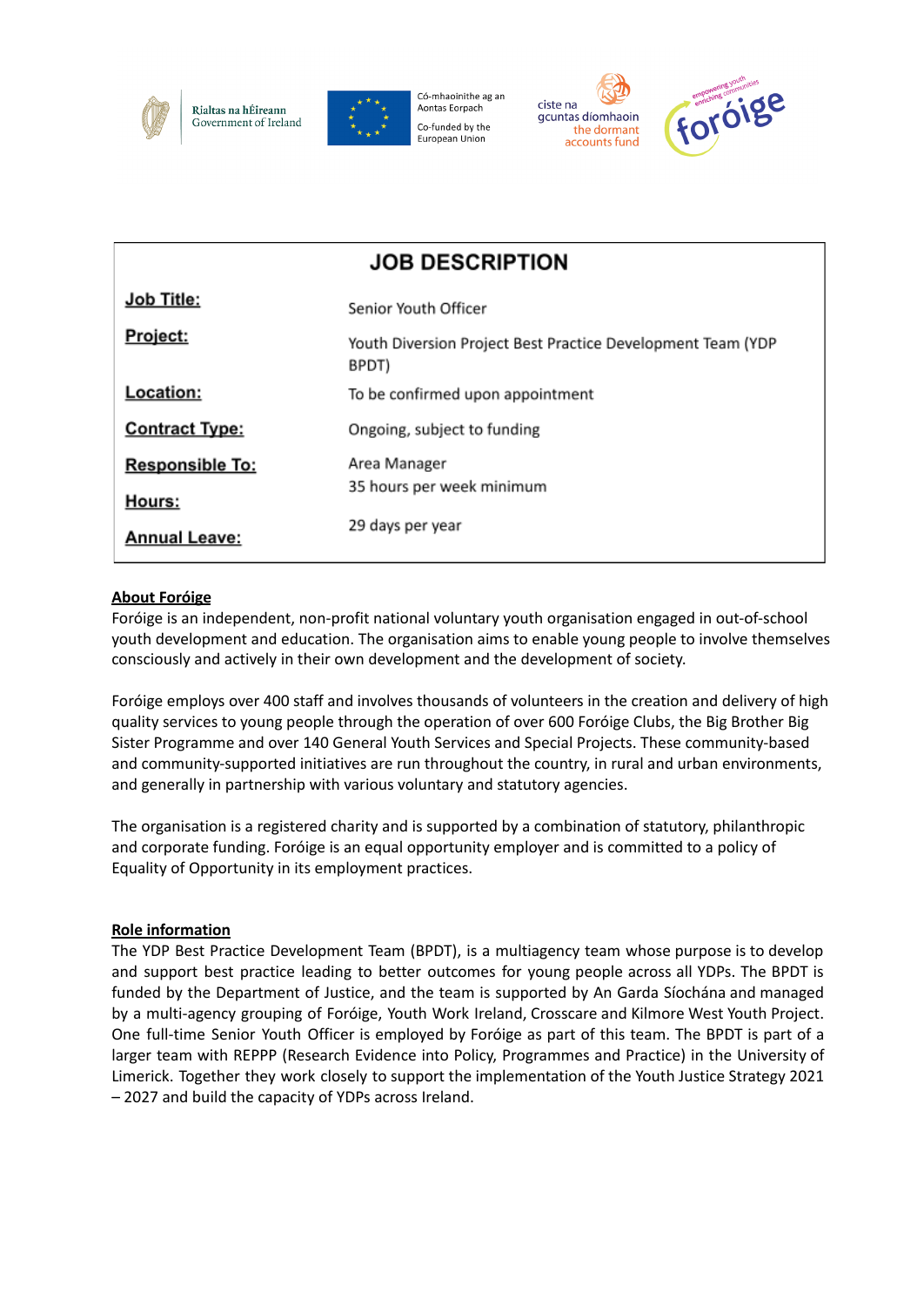# JOB DESCRIPTION

| | |
|---|---|
| **Job Title:** | Senior Youth Officer |
| **Project:** | Youth Diversion Project Best Practice Development Team (YDP BPDT) |
| **Location:** | To be confirmed upon appointment |
| **Contract Type:** | Ongoing, subject to funding |
| **Responsible To:** | Area Manager |
| **Hours:** | 35 hours per week minimum |
| **Annual Leave:** | 29 days per year |

**About Foróige**

Foróige is an independent, non-profit national voluntary youth organisation engaged in out-of-school youth development and education. The organisation aims to enable young people to involve themselves consciously and actively in their own development and the development of society.

Foróige employs over 400 staff and involves thousands of volunteers in the creation and delivery of high quality services to young people through the operation of over 600 Foróige Clubs, the Big Brother Big Sister Programme and over 140 General Youth Services and Special Projects. These community-based and community-supported initiatives are run throughout the country, in rural and urban environments, and generally in partnership with various voluntary and statutory agencies.

The organisation is a registered charity and is supported by a combination of statutory, philanthropic and corporate funding. Foróige is an equal opportunity employer and is committed to a policy of Equality of Opportunity in its employment practices.

**Role information**

The YDP Best Practice Development Team (BPDT), is a multiagency team whose purpose is to develop and support best practice leading to better outcomes for young people across all YDPs. The BPDT is funded by the Department of Justice, and the team is supported by An Garda Síochána and managed by a multi-agency grouping of Foróige, Youth Work Ireland, Crosscare and Kilmore West Youth Project. One full-time Senior Youth Officer is employed by Foróige as part of this team. The BPDT is part of a larger team with REPPP (Research Evidence into Policy, Programmes and Practice) in the University of Limerick. Together they work closely to support the implementation of the Youth Justice Strategy 2021 – 2027 and build the capacity of YDPs across Ireland.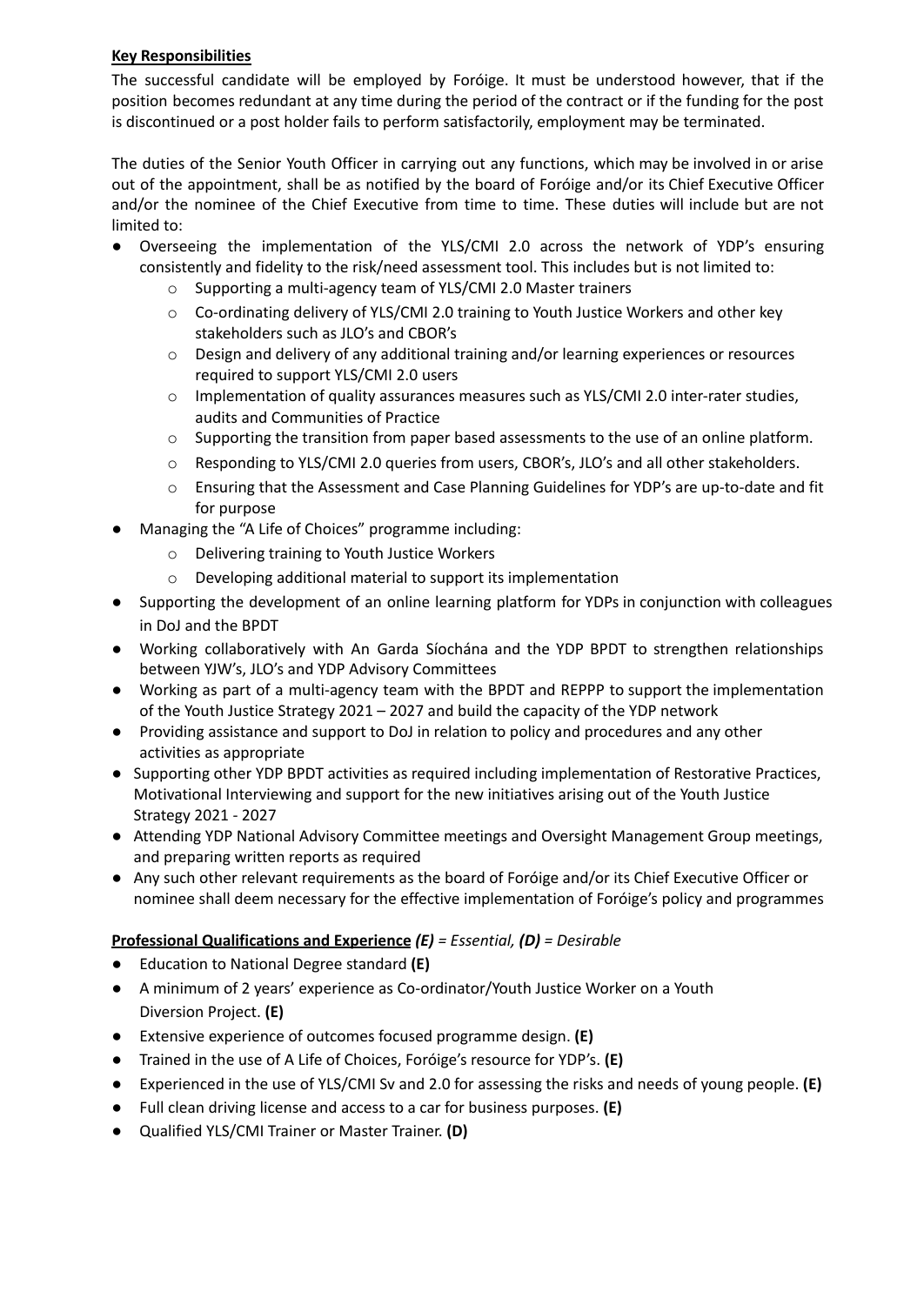**Key Responsibilities**

The successful candidate will be employed by Foróige. It must be understood however, that if the position becomes redundant at any time during the period of the contract or if the funding for the post is discontinued or a post holder fails to perform satisfactorily, employment may be terminated.

The duties of the Senior Youth Officer in carrying out any functions, which may be involved in or arise out of the appointment, shall be as notified by the board of Foróige and/or its Chief Executive Officer and/or the nominee of the Chief Executive from time to time. These duties will include but are not limited to:

- Overseeing the implementation of the YLS/CMI 2.0 across the network of YDP's ensuring consistently and fidelity to the risk/need assessment tool. This includes but is not limited to:
    - Supporting a multi-agency team of YLS/CMI 2.0 Master trainers
    - Co-ordinating delivery of YLS/CMI 2.0 training to Youth Justice Workers and other key stakeholders such as JLO's and CBOR's
    - Design and delivery of any additional training and/or learning experiences or resources required to support YLS/CMI 2.0 users
    - Implementation of quality assurances measures such as YLS/CMI 2.0 inter-rater studies, audits and Communities of Practice
    - Supporting the transition from paper based assessments to the use of an online platform.
    - Responding to YLS/CMI 2.0 queries from users, CBOR's, JLO's and all other stakeholders.
    - Ensuring that the Assessment and Case Planning Guidelines for YDP's are up-to-date and fit for purpose
- Managing the "A Life of Choices" programme including:
    - Delivering training to Youth Justice Workers
    - Developing additional material to support its implementation
- Supporting the development of an online learning platform for YDPs in conjunction with colleagues in DoJ and the BPDT
- Working collaboratively with An Garda Síochána and the YDP BPDT to strengthen relationships between YJW's, JLO's and YDP Advisory Committees
- Working as part of a multi-agency team with the BPDT and REPPP to support the implementation of the Youth Justice Strategy 2021 – 2027 and build the capacity of the YDP network
- Providing assistance and support to DoJ in relation to policy and procedures and any other activities as appropriate
- Supporting other YDP BPDT activities as required including implementation of Restorative Practices, Motivational Interviewing and support for the new initiatives arising out of the Youth Justice Strategy 2021 - 2027
- Attending YDP National Advisory Committee meetings and Oversight Management Group meetings, and preparing written reports as required
- Any such other relevant requirements as the board of Foróige and/or its Chief Executive Officer or nominee shall deem necessary for the effective implementation of Foróige's policy and programmes

**Professional Qualifications and Experience** ***(E)*** *= Essential,* ***(D)*** *= Desirable*

- Education to National Degree standard **(E)**
- A minimum of 2 years' experience as Co-ordinator/Youth Justice Worker on a Youth Diversion Project. **(E)**
- Extensive experience of outcomes focused programme design. **(E)**
- Trained in the use of A Life of Choices, Foróige's resource for YDP's. **(E)**
- Experienced in the use of YLS/CMI Sv and 2.0 for assessing the risks and needs of young people. **(E)**
- Full clean driving license and access to a car for business purposes. **(E)**
- Qualified YLS/CMI Trainer or Master Trainer. **(D)**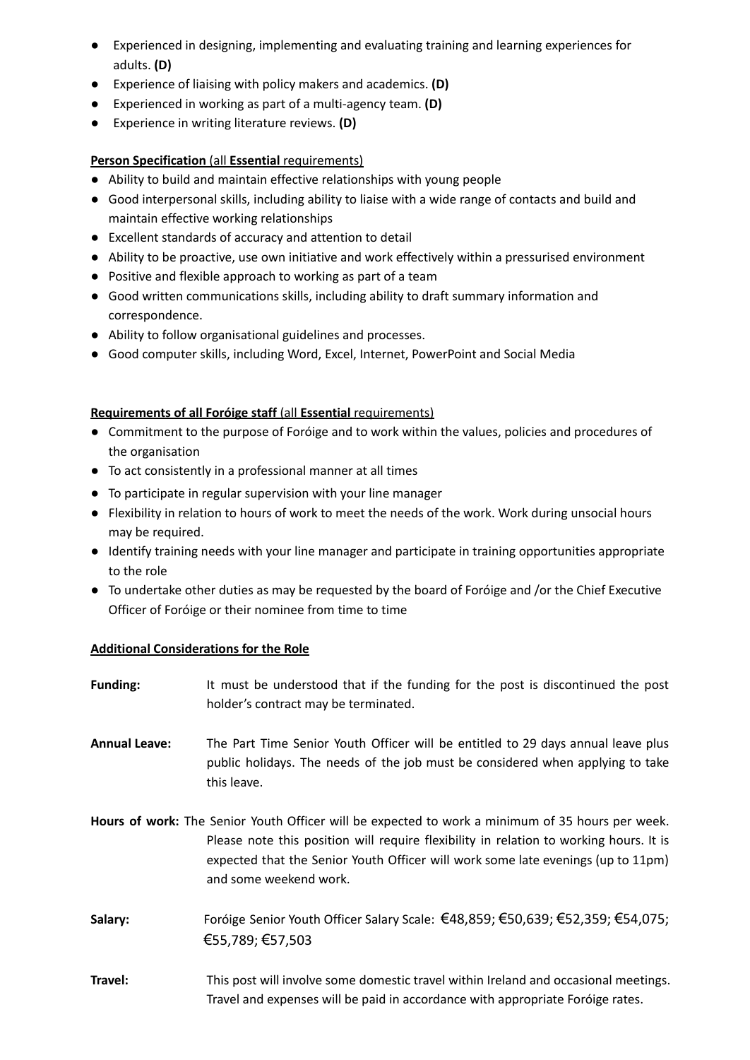- Experienced in designing, implementing and evaluating training and learning experiences for adults. **(D)**
- Experience of liaising with policy makers and academics. **(D)**
- Experienced in working as part of a multi-agency team. **(D)**
- Experience in writing literature reviews. **(D)**

**Person Specification** (all **Essential** requirements)

- Ability to build and maintain effective relationships with young people
- Good interpersonal skills, including ability to liaise with a wide range of contacts and build and maintain effective working relationships
- Excellent standards of accuracy and attention to detail
- Ability to be proactive, use own initiative and work effectively within a pressurised environment
- Positive and flexible approach to working as part of a team
- Good written communications skills, including ability to draft summary information and correspondence.
- Ability to follow organisational guidelines and processes.
- Good computer skills, including Word, Excel, Internet, PowerPoint and Social Media

**Requirements of all Foróige staff** (all **Essential** requirements)

- Commitment to the purpose of Foróige and to work within the values, policies and procedures of the organisation
- To act consistently in a professional manner at all times
- To participate in regular supervision with your line manager
- Flexibility in relation to hours of work to meet the needs of the work. Work during unsocial hours may be required.
- Identify training needs with your line manager and participate in training opportunities appropriate to the role
- To undertake other duties as may be requested by the board of Foróige and /or the Chief Executive Officer of Foróige or their nominee from time to time

**Additional Considerations for the Role**

**Funding:** It must be understood that if the funding for the post is discontinued the post holder's contract may be terminated.

**Annual Leave:** The Part Time Senior Youth Officer will be entitled to 29 days annual leave plus public holidays. The needs of the job must be considered when applying to take this leave.

**Hours of work:** The Senior Youth Officer will be expected to work a minimum of 35 hours per week. Please note this position will require flexibility in relation to working hours. It is expected that the Senior Youth Officer will work some late evenings (up to 11pm) and some weekend work.

**Salary:** Foróige Senior Youth Officer Salary Scale: €48,859; €50,639; €52,359; €54,075; €55,789; €57,503

**Travel:** This post will involve some domestic travel within Ireland and occasional meetings. Travel and expenses will be paid in accordance with appropriate Foróige rates.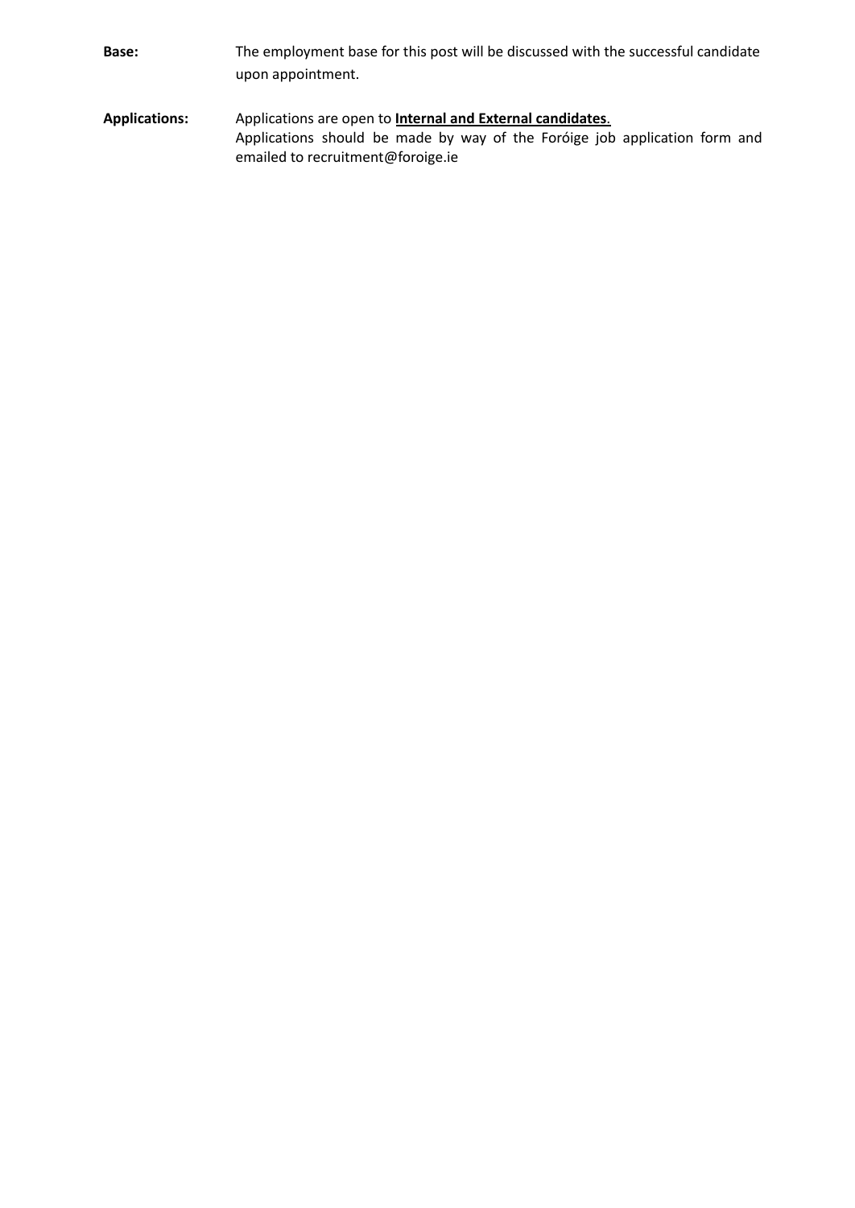**Base:** The employment base for this post will be discussed with the successful candidate upon appointment.

**Applications:** Applications are open to **Internal and External candidates**.
Applications should be made by way of the Foróige job application form and emailed to recruitment@foroige.ie